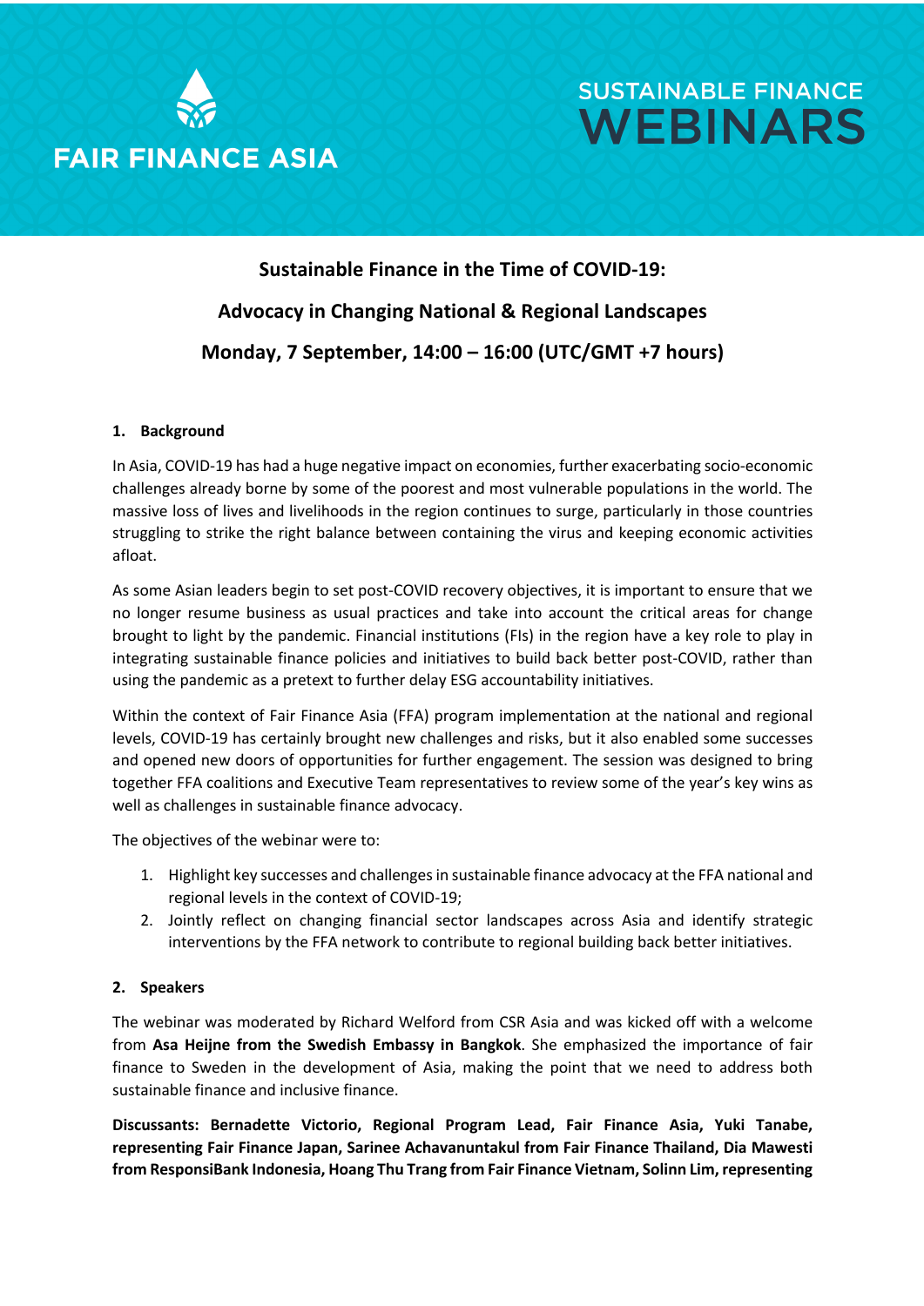FAIR FINANCE ASIA

SUSTAINABLE FINANCE WEBINARS

# Sustainable Finance in the Time of COVID-19:

# Advocacy in Changing National & Regional Landscapes

# Monday, 7 September, 14:00 – 16:00 (UTC/GMT +7 hours)

## 1. Background

In Asia, COVID-19 has had a huge negative impact on economies, further exacerbating socio-economic challenges already borne by some of the poorest and most vulnerable populations in the world. The massive loss of lives and livelihoods in the region continues to surge, particularly in those countries struggling to strike the right balance between containing the virus and keeping economic activities afloat.

As some Asian leaders begin to set post-COVID recovery objectives, it is important to ensure that we no longer resume business as usual practices and take into account the critical areas for change brought to light by the pandemic. Financial institutions (FIs) in the region have a key role to play in integrating sustainable finance policies and initiatives to build back better post-COVID, rather than using the pandemic as a pretext to further delay ESG accountability initiatives.

Within the context of Fair Finance Asia (FFA) program implementation at the national and regional levels, COVID-19 has certainly brought new challenges and risks, but it also enabled some successes and opened new doors of opportunities for further engagement. The session was designed to bring together FFA coalitions and Executive Team representatives to review some of the year's key wins as well as challenges in sustainable finance advocacy.

The objectives of the webinar were to:

1. Highlight key successes and challenges in sustainable finance advocacy at the FFA national and regional levels in the context of COVID-19;
2. Jointly reflect on changing financial sector landscapes across Asia and identify strategic interventions by the FFA network to contribute to regional building back better initiatives.

## 2. Speakers

The webinar was moderated by Richard Welford from CSR Asia and was kicked off with a welcome from **Asa Heijne from the Swedish Embassy in Bangkok**. She emphasized the importance of fair finance to Sweden in the development of Asia, making the point that we need to address both sustainable finance and inclusive finance.

**Discussants: Bernadette Victorio, Regional Program Lead, Fair Finance Asia, Yuki Tanabe, representing Fair Finance Japan, Sarinee Achavanuntakul from Fair Finance Thailand, Dia Mawesti from ResponsiBank Indonesia, Hoang Thu Trang from Fair Finance Vietnam, Solinn Lim, representing**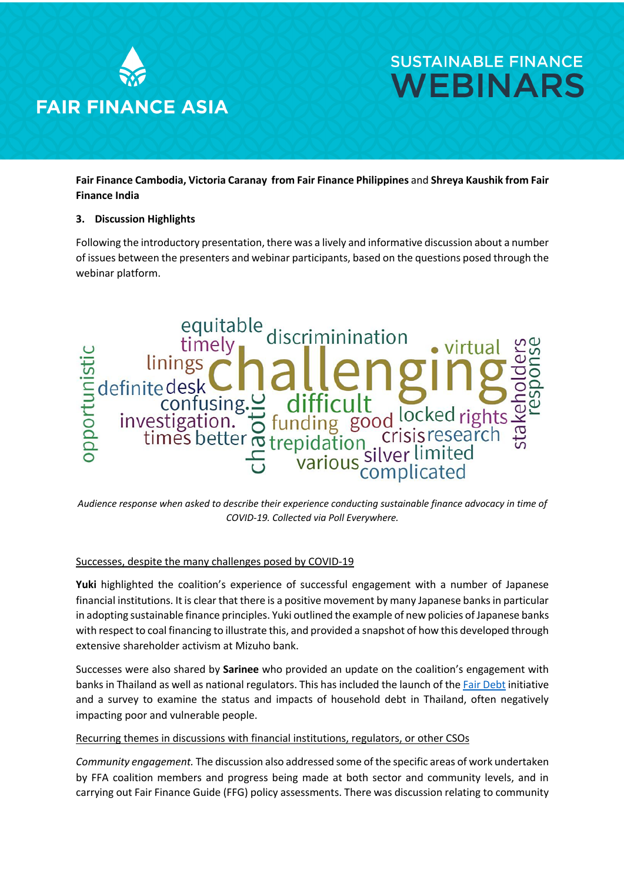**Fair Finance Cambodia, Victoria Caranay from Fair Finance Philippines** and **Shreya Kaushik from Fair Finance India**

## 3. Discussion Highlights

Following the introductory presentation, there was a lively and informative discussion about a number of issues between the presenters and webinar participants, based on the questions posed through the webinar platform.

*Audience response when asked to describe their experience conducting sustainable finance advocacy in time of COVID-19. Collected via Poll Everywhere.*

### Successes, despite the many challenges posed by COVID-19

**Yuki** highlighted the coalition's experience of successful engagement with a number of Japanese financial institutions. It is clear that there is a positive movement by many Japanese banks in particular in adopting sustainable finance principles. Yuki outlined the example of new policies of Japanese banks with respect to coal financing to illustrate this, and provided a snapshot of how this developed through extensive shareholder activism at Mizuho bank.

Successes were also shared by **Sarinee** who provided an update on the coalition's engagement with banks in Thailand as well as national regulators. This has included the launch of the Fair Debt initiative and a survey to examine the status and impacts of household debt in Thailand, often negatively impacting poor and vulnerable people.

### Recurring themes in discussions with financial institutions, regulators, or other CSOs

*Community engagement.* The discussion also addressed some of the specific areas of work undertaken by FFA coalition members and progress being made at both sector and community levels, and in carrying out Fair Finance Guide (FFG) policy assessments. There was discussion relating to community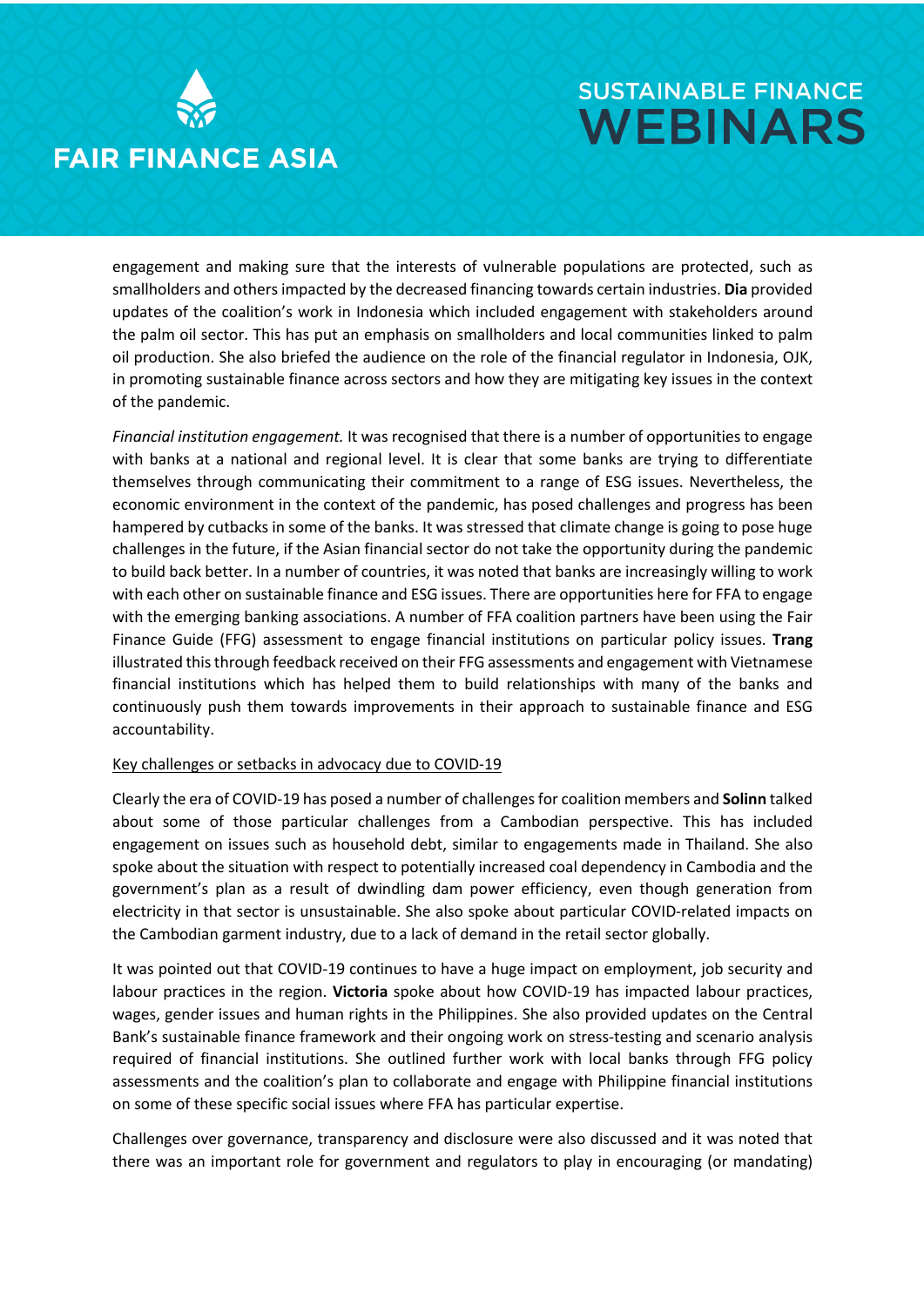engagement and making sure that the interests of vulnerable populations are protected, such as smallholders and others impacted by the decreased financing towards certain industries. **Dia** provided updates of the coalition's work in Indonesia which included engagement with stakeholders around the palm oil sector. This has put an emphasis on smallholders and local communities linked to palm oil production. She also briefed the audience on the role of the financial regulator in Indonesia, OJK, in promoting sustainable finance across sectors and how they are mitigating key issues in the context of the pandemic.

*Financial institution engagement.* It was recognised that there is a number of opportunities to engage with banks at a national and regional level. It is clear that some banks are trying to differentiate themselves through communicating their commitment to a range of ESG issues. Nevertheless, the economic environment in the context of the pandemic, has posed challenges and progress has been hampered by cutbacks in some of the banks. It was stressed that climate change is going to pose huge challenges in the future, if the Asian financial sector do not take the opportunity during the pandemic to build back better. In a number of countries, it was noted that banks are increasingly willing to work with each other on sustainable finance and ESG issues. There are opportunities here for FFA to engage with the emerging banking associations. A number of FFA coalition partners have been using the Fair Finance Guide (FFG) assessment to engage financial institutions on particular policy issues. **Trang** illustrated this through feedback received on their FFG assessments and engagement with Vietnamese financial institutions which has helped them to build relationships with many of the banks and continuously push them towards improvements in their approach to sustainable finance and ESG accountability.

<u>Key challenges or setbacks in advocacy due to COVID-19</u>

Clearly the era of COVID-19 has posed a number of challenges for coalition members and **Solinn** talked about some of those particular challenges from a Cambodian perspective. This has included engagement on issues such as household debt, similar to engagements made in Thailand. She also spoke about the situation with respect to potentially increased coal dependency in Cambodia and the government's plan as a result of dwindling dam power efficiency, even though generation from electricity in that sector is unsustainable. She also spoke about particular COVID-related impacts on the Cambodian garment industry, due to a lack of demand in the retail sector globally.

It was pointed out that COVID-19 continues to have a huge impact on employment, job security and labour practices in the region. **Victoria** spoke about how COVID-19 has impacted labour practices, wages, gender issues and human rights in the Philippines. She also provided updates on the Central Bank's sustainable finance framework and their ongoing work on stress-testing and scenario analysis required of financial institutions. She outlined further work with local banks through FFG policy assessments and the coalition's plan to collaborate and engage with Philippine financial institutions on some of these specific social issues where FFA has particular expertise.

Challenges over governance, transparency and disclosure were also discussed and it was noted that there was an important role for government and regulators to play in encouraging (or mandating)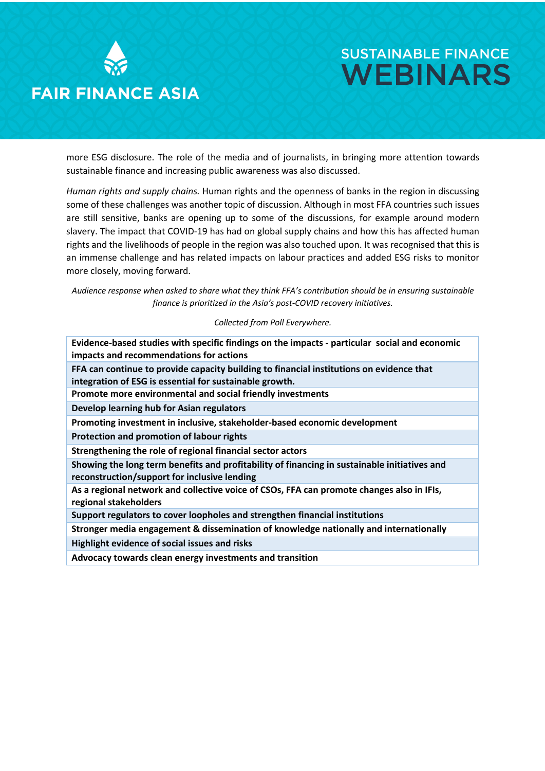more ESG disclosure. The role of the media and of journalists, in bringing more attention towards sustainable finance and increasing public awareness was also discussed.

*Human rights and supply chains.* Human rights and the openness of banks in the region in discussing some of these challenges was another topic of discussion. Although in most FFA countries such issues are still sensitive, banks are opening up to some of the discussions, for example around modern slavery. The impact that COVID-19 has had on global supply chains and how this has affected human rights and the livelihoods of people in the region was also touched upon. It was recognised that this is an immense challenge and has related impacts on labour practices and added ESG risks to monitor more closely, moving forward.

*Audience response when asked to share what they think FFA's contribution should be in ensuring sustainable finance is prioritized in the Asia's post-COVID recovery initiatives.*

*Collected from Poll Everywhere.*

| |
|---|
| **Evidence-based studies with specific findings on the impacts - particular social and economic impacts and recommendations for actions** |
| **FFA can continue to provide capacity building to financial institutions on evidence that integration of ESG is essential for sustainable growth.** |
| **Promote more environmental and social friendly investments** |
| **Develop learning hub for Asian regulators** |
| **Promoting investment in inclusive, stakeholder-based economic development** |
| **Protection and promotion of labour rights** |
| **Strengthening the role of regional financial sector actors** |
| **Showing the long term benefits and profitability of financing in sustainable initiatives and reconstruction/support for inclusive lending** |
| **As a regional network and collective voice of CSOs, FFA can promote changes also in IFIs, regional stakeholders** |
| **Support regulators to cover loopholes and strengthen financial institutions** |
| **Stronger media engagement & dissemination of knowledge nationally and internationally** |
| **Highlight evidence of social issues and risks** |
| **Advocacy towards clean energy investments and transition** |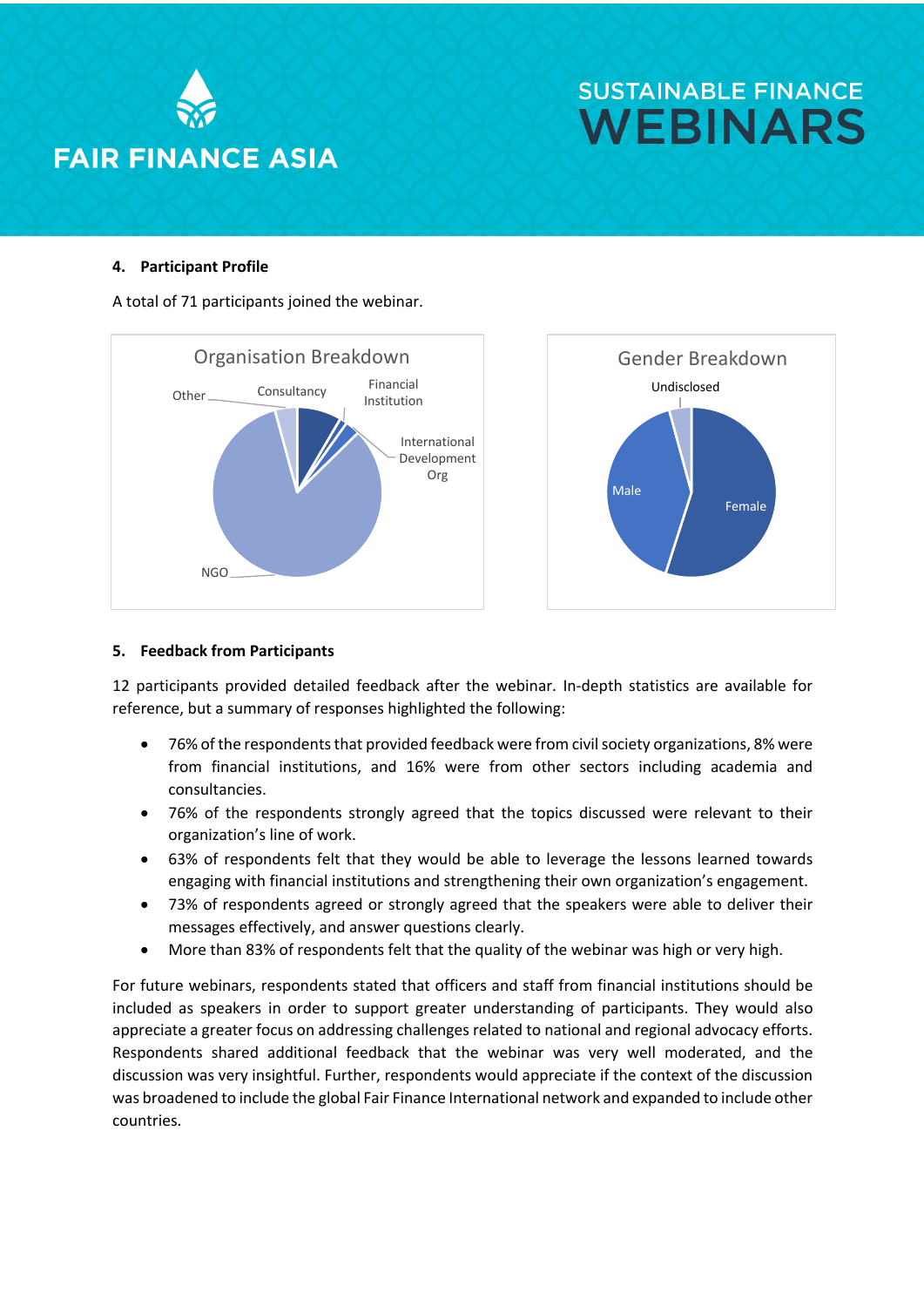### 4. Participant Profile

A total of 71 participants joined the webinar.

Organisation Breakdown

Other
Consultancy
Financial Institution
International Development Org
NGO

Gender Breakdown

Undisclosed
Male
Female

### 5. Feedback from Participants

12 participants provided detailed feedback after the webinar. In-depth statistics are available for reference, but a summary of responses highlighted the following:

- 76% of the respondents that provided feedback were from civil society organizations, 8% were from financial institutions, and 16% were from other sectors including academia and consultancies.
- 76% of the respondents strongly agreed that the topics discussed were relevant to their organization's line of work.
- 63% of respondents felt that they would be able to leverage the lessons learned towards engaging with financial institutions and strengthening their own organization's engagement.
- 73% of respondents agreed or strongly agreed that the speakers were able to deliver their messages effectively, and answer questions clearly.
- More than 83% of respondents felt that the quality of the webinar was high or very high.

For future webinars, respondents stated that officers and staff from financial institutions should be included as speakers in order to support greater understanding of participants. They would also appreciate a greater focus on addressing challenges related to national and regional advocacy efforts. Respondents shared additional feedback that the webinar was very well moderated, and the discussion was very insightful. Further, respondents would appreciate if the context of the discussion was broadened to include the global Fair Finance International network and expanded to include other countries.